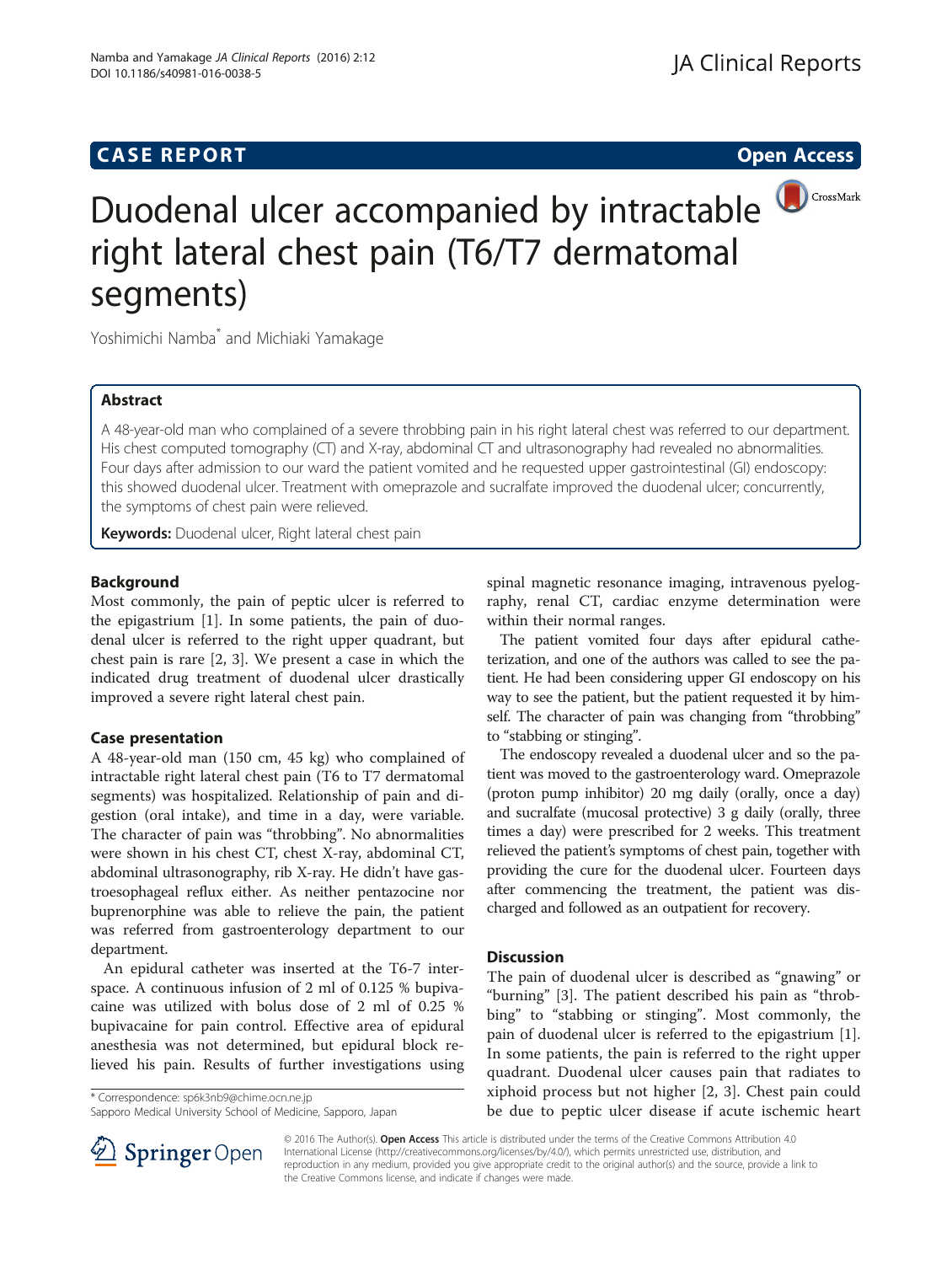CASE REPORT

Open Access

# Duodenal ulcer accompanied by intractable right lateral chest pain (T6/T7 dermatomal segments)

Yoshimichi Namba* and Michiaki Yamakage

## Abstract

A 48-year-old man who complained of a severe throbbing pain in his right lateral chest was referred to our department. His chest computed tomography (CT) and X-ray, abdominal CT and ultrasonography had revealed no abnormalities. Four days after admission to our ward the patient vomited and he requested upper gastrointestinal (GI) endoscopy: this showed duodenal ulcer. Treatment with omeprazole and sucralfate improved the duodenal ulcer; concurrently, the symptoms of chest pain were relieved.

**Keywords:** Duodenal ulcer, Right lateral chest pain

## Background

Most commonly, the pain of peptic ulcer is referred to the epigastrium [1]. In some patients, the pain of duodenal ulcer is referred to the right upper quadrant, but chest pain is rare [2, 3]. We present a case in which the indicated drug treatment of duodenal ulcer drastically improved a severe right lateral chest pain.

## Case presentation

A 48-year-old man (150 cm, 45 kg) who complained of intractable right lateral chest pain (T6 to T7 dermatomal segments) was hospitalized. Relationship of pain and digestion (oral intake), and time in a day, were variable. The character of pain was "throbbing". No abnormalities were shown in his chest CT, chest X-ray, abdominal CT, abdominal ultrasonography, rib X-ray. He didn't have gastroesophageal reflux either. As neither pentazocine nor buprenorphine was able to relieve the pain, the patient was referred from gastroenterology department to our department.

An epidural catheter was inserted at the T6-7 interspace. A continuous infusion of 2 ml of 0.125 % bupivacaine was utilized with bolus dose of 2 ml of 0.25 % bupivacaine for pain control. Effective area of epidural anesthesia was not determined, but epidural block relieved his pain. Results of further investigations using spinal magnetic resonance imaging, intravenous pyelography, renal CT, cardiac enzyme determination were within their normal ranges.

The patient vomited four days after epidural catheterization, and one of the authors was called to see the patient. He had been considering upper GI endoscopy on his way to see the patient, but the patient requested it by himself. The character of pain was changing from "throbbing" to "stabbing or stinging".

The endoscopy revealed a duodenal ulcer and so the patient was moved to the gastroenterology ward. Omeprazole (proton pump inhibitor) 20 mg daily (orally, once a day) and sucralfate (mucosal protective) 3 g daily (orally, three times a day) were prescribed for 2 weeks. This treatment relieved the patient's symptoms of chest pain, together with providing the cure for the duodenal ulcer. Fourteen days after commencing the treatment, the patient was discharged and followed as an outpatient for recovery.

## Discussion

The pain of duodenal ulcer is described as "gnawing" or "burning" [3]. The patient described his pain as "throbbing" to "stabbing or stinging". Most commonly, the pain of duodenal ulcer is referred to the epigastrium [1]. In some patients, the pain is referred to the right upper quadrant. Duodenal ulcer causes pain that radiates to xiphoid process but not higher [2, 3]. Chest pain could be due to peptic ulcer disease if acute ischemic heart

* Correspondence: sp6k3nb9@chime.ocn.ne.jp
Sapporo Medical University School of Medicine, Sapporo, Japan

© 2016 The Author(s). **Open Access** This article is distributed under the terms of the Creative Commons Attribution 4.0 International License (http://creativecommons.org/licenses/by/4.0/), which permits unrestricted use, distribution, and reproduction in any medium, provided you give appropriate credit to the original author(s) and the source, provide a link to the Creative Commons license, and indicate if changes were made.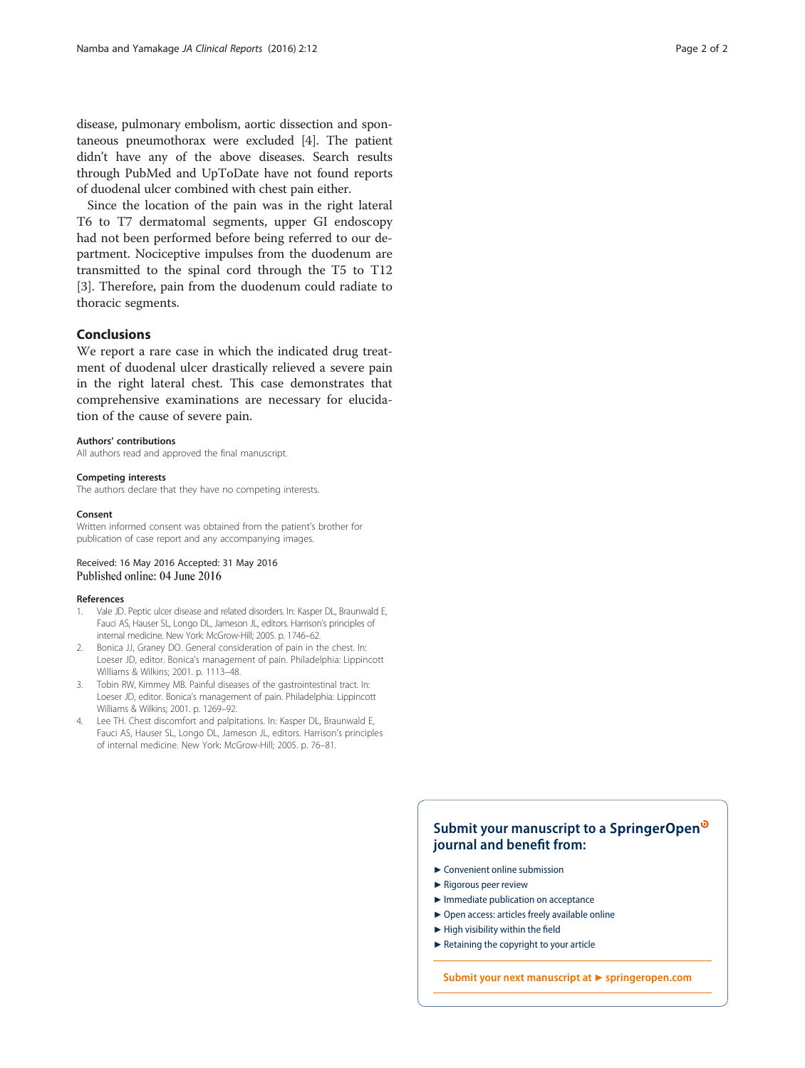disease, pulmonary embolism, aortic dissection and spontaneous pneumothorax were excluded [4]. The patient didn't have any of the above diseases. Search results through PubMed and UpToDate have not found reports of duodenal ulcer combined with chest pain either.

Since the location of the pain was in the right lateral T6 to T7 dermatomal segments, upper GI endoscopy had not been performed before being referred to our department. Nociceptive impulses from the duodenum are transmitted to the spinal cord through the T5 to T12 [3]. Therefore, pain from the duodenum could radiate to thoracic segments.

## Conclusions

We report a rare case in which the indicated drug treatment of duodenal ulcer drastically relieved a severe pain in the right lateral chest. This case demonstrates that comprehensive examinations are necessary for elucidation of the cause of severe pain.

#### Authors' contributions

All authors read and approved the final manuscript.

#### Competing interests

The authors declare that they have no competing interests.

#### Consent

Written informed consent was obtained from the patient's brother for publication of case report and any accompanying images.

Received: 16 May 2016 Accepted: 31 May 2016
Published online: 04 June 2016

#### References

1. Vale JD. Peptic ulcer disease and related disorders. In: Kasper DL, Braunwald E, Fauci AS, Hauser SL, Longo DL, Jameson JL, editors. Harrison's principles of internal medicine. New York: McGrow-Hill; 2005. p. 1746–62.
2. Bonica JJ, Graney DO. General consideration of pain in the chest. In: Loeser JD, editor. Bonica's management of pain. Philadelphia: Lippincott Williams & Wilkins; 2001. p. 1113–48.
3. Tobin RW, Kimmey MB. Painful diseases of the gastrointestinal tract. In: Loeser JD, editor. Bonica's management of pain. Philadelphia: Lippincott Williams & Wilkins; 2001. p. 1269–92.
4. Lee TH. Chest discomfort and palpitations. In: Kasper DL, Braunwald E, Fauci AS, Hauser SL, Longo DL, Jameson JL, editors. Harrison's principles of internal medicine. New York: McGrow-Hill; 2005. p. 76–81.

**Submit your manuscript to a SpringerOpen journal and benefit from:**

- ► Convenient online submission
- ► Rigorous peer review
- ► Immediate publication on acceptance
- ► Open access: articles freely available online
- ► High visibility within the field
- ► Retaining the copyright to your article

**Submit your next manuscript at ► springeropen.com**